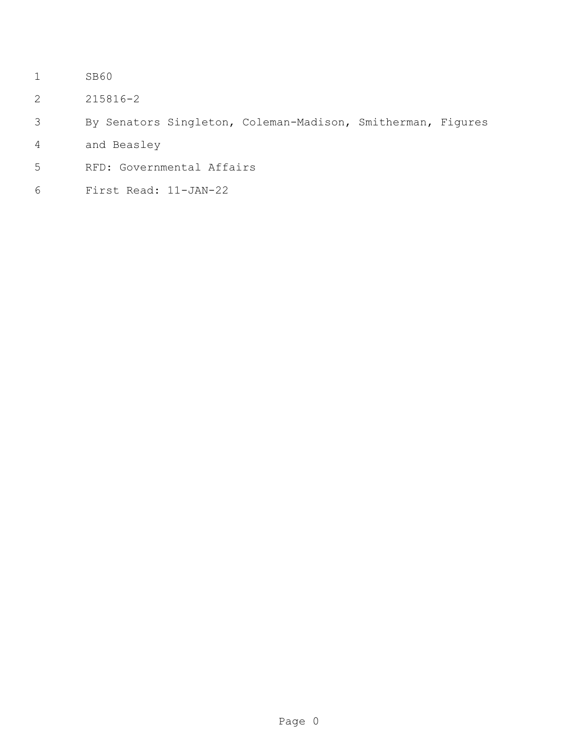SB60

215816-2

By Senators Singleton, Coleman-Madison, Smitherman, Figures and Beasley

RFD: Governmental Affairs

First Read: 11-JAN-22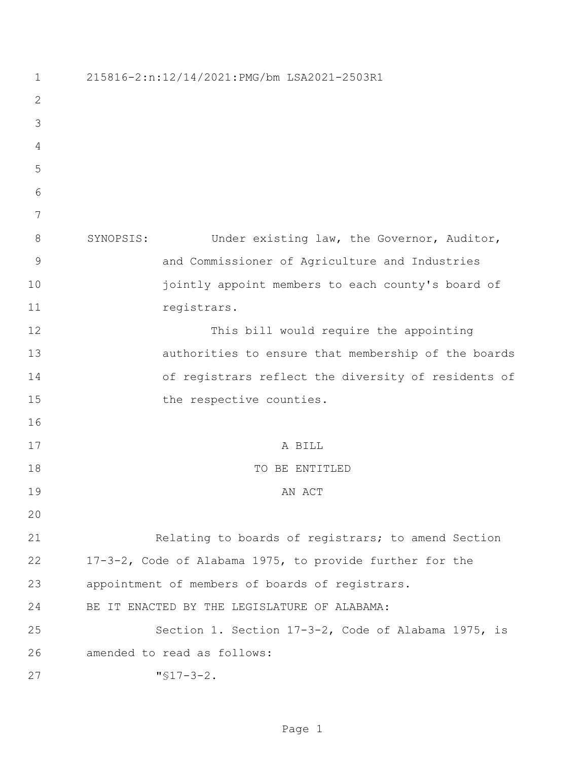215816-2:n:12/14/2021:PMG/bm LSA2021-2503R1

SYNOPSIS: Under existing law, the Governor, Auditor, and Commissioner of Agriculture and Industries jointly appoint members to each county's board of registrars.

This bill would require the appointing authorities to ensure that membership of the boards of registrars reflect the diversity of residents of the respective counties.

A BILL

TO BE ENTITLED

AN ACT

Relating to boards of registrars; to amend Section 17-3-2, Code of Alabama 1975, to provide further for the appointment of members of boards of registrars.

BE IT ENACTED BY THE LEGISLATURE OF ALABAMA:

Section 1. Section 17-3-2, Code of Alabama 1975, is amended to read as follows:

"§17-3-2.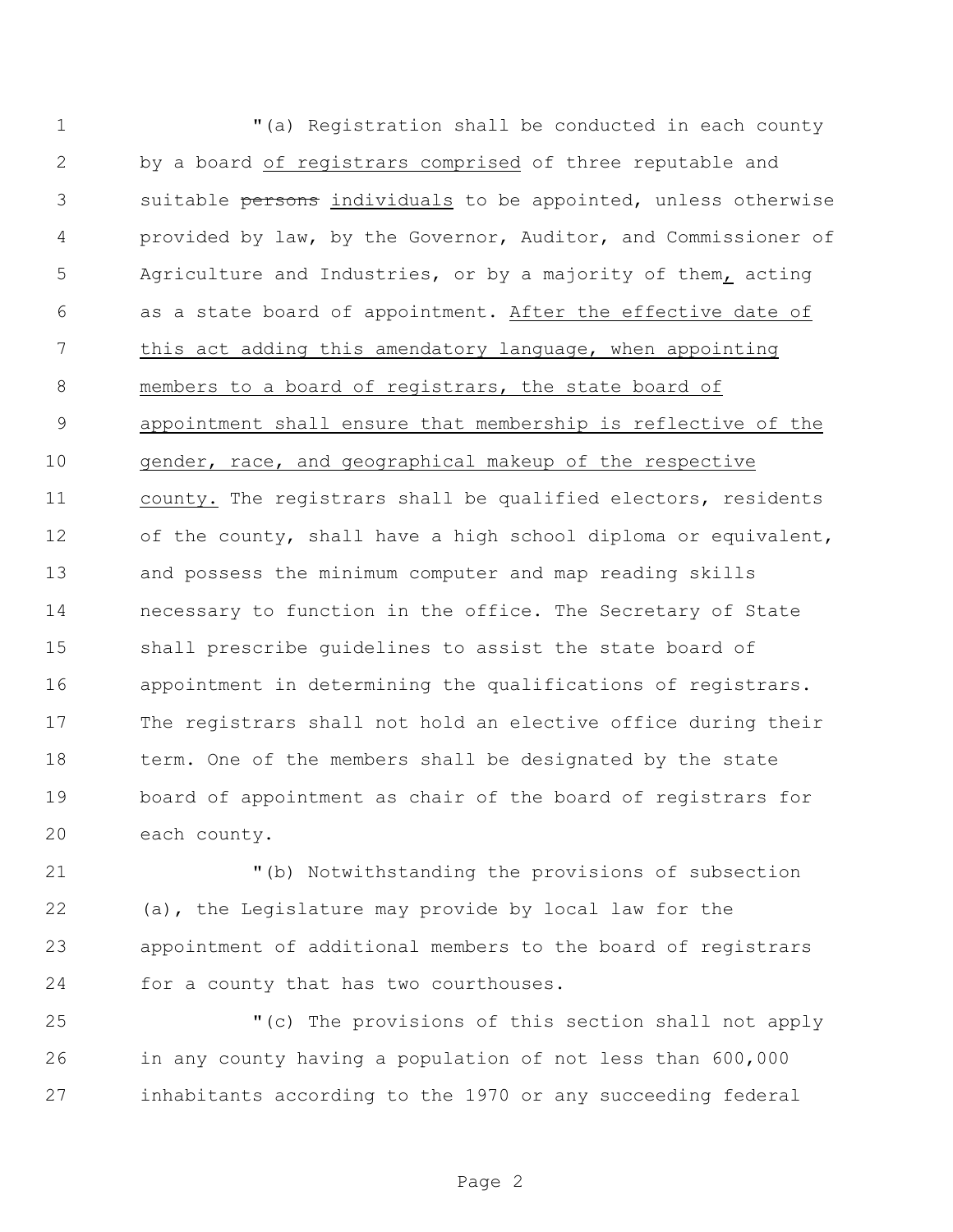"(a) Registration shall be conducted in each county by a board <u>of registrars comprised</u> of three reputable and suitable ~~persons~~ <u>individuals</u> to be appointed, unless otherwise provided by law, by the Governor, Auditor, and Commissioner of Agriculture and Industries, or by a majority of them<u>,</u> acting as a state board of appointment. <u>After the effective date of this act adding this amendatory language, when appointing members to a board of registrars, the state board of appointment shall ensure that membership is reflective of the gender, race, and geographical makeup of the respective county.</u> The registrars shall be qualified electors, residents of the county, shall have a high school diploma or equivalent, and possess the minimum computer and map reading skills necessary to function in the office. The Secretary of State shall prescribe guidelines to assist the state board of appointment in determining the qualifications of registrars. The registrars shall not hold an elective office during their term. One of the members shall be designated by the state board of appointment as chair of the board of registrars for each county.

"(b) Notwithstanding the provisions of subsection (a), the Legislature may provide by local law for the appointment of additional members to the board of registrars for a county that has two courthouses.

"(c) The provisions of this section shall not apply in any county having a population of not less than 600,000 inhabitants according to the 1970 or any succeeding federal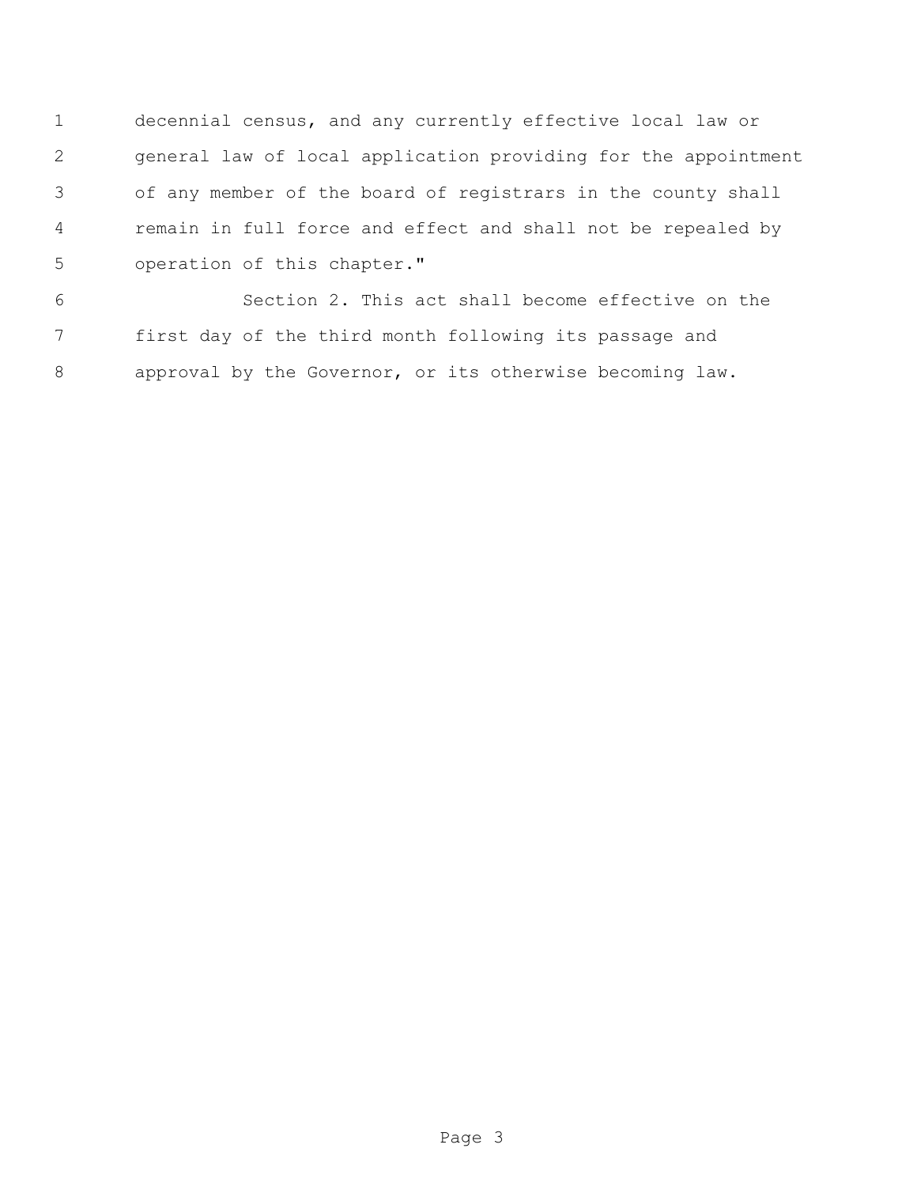decennial census, and any currently effective local law or general law of local application providing for the appointment of any member of the board of registrars in the county shall remain in full force and effect and shall not be repealed by operation of this chapter."

Section 2. This act shall become effective on the first day of the third month following its passage and approval by the Governor, or its otherwise becoming law.